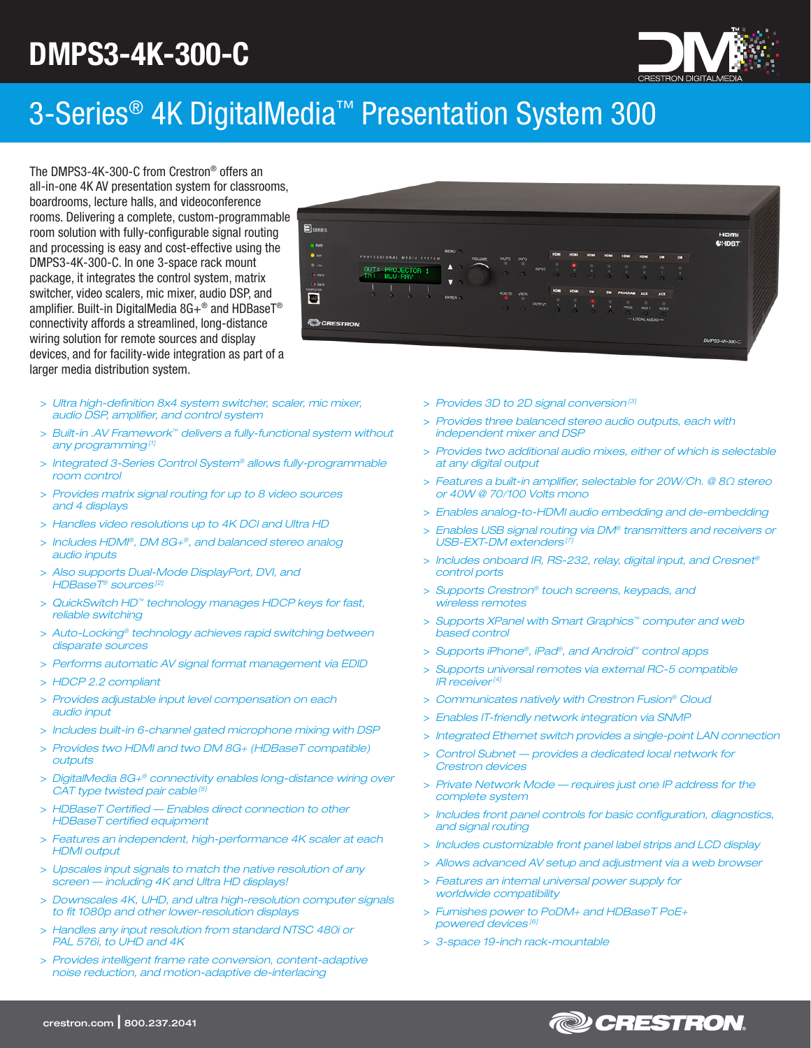# DMPS3-4K-300-C

## 3-Series® 4K DigitalMedia™ Presentation System 300

The DMPS3-4K-300-C from Crestron® offers an all-in-one 4K AV presentation system for classrooms, boardrooms, lecture halls, and videoconference rooms. Delivering a complete, custom-programmable room solution with fully-configurable signal routing and processing is easy and cost-effective using the DMPS3-4K-300-C. In one 3-space rack mount package, it integrates the control system, matrix switcher, video scalers, mic mixer, audio DSP, and amplifier. Built-in DigitalMedia 8G+® and HDBaseT® connectivity affords a streamlined, long-distance wiring solution for remote sources and display devices, and for facility-wide integration as part of a larger media distribution system.

- Ultra high-definition 8x4 system switcher, scaler, mic mixer, audio DSP, amplifier, and control system
- Built-in .AV Framework™ delivers a fully-functional system without any programming [1]
- Integrated 3-Series Control System® allows fully-programmable room control
- Provides matrix signal routing for up to 8 video sources and 4 displays
- Handles video resolutions up to 4K DCI and Ultra HD
- Includes HDMI®, DM 8G+®, and balanced stereo analog audio inputs
- Also supports Dual-Mode DisplayPort, DVI, and HDBaseT® sources [2]
- QuickSwitch HD™ technology manages HDCP keys for fast, reliable switching
- Auto-Locking® technology achieves rapid switching between disparate sources
- Performs automatic AV signal format management via EDID
- HDCP 2.2 compliant
- Provides adjustable input level compensation on each audio input
- Includes built-in 6-channel gated microphone mixing with DSP
- Provides two HDMI and two DM 8G+ (HDBaseT compatible) outputs
- DigitalMedia 8G+® connectivity enables long-distance wiring over CAT type twisted pair cable [5]
- HDBaseT Certified — Enables direct connection to other HDBaseT certified equipment
- Features an independent, high-performance 4K scaler at each HDMI output
- Upscales input signals to match the native resolution of any screen — including 4K and Ultra HD displays!
- Downscales 4K, UHD, and ultra high-resolution computer signals to fit 1080p and other lower-resolution displays
- Handles any input resolution from standard NTSC 480i or PAL 576i, to UHD and 4K
- Provides intelligent frame rate conversion, content-adaptive noise reduction, and motion-adaptive de-interlacing
- Provides 3D to 2D signal conversion [3]
- Provides three balanced stereo audio outputs, each with independent mixer and DSP
- Provides two additional audio mixes, either of which is selectable at any digital output
- Features a built-in amplifier, selectable for 20W/Ch. @ 8Ω stereo or 40W @ 70/100 Volts mono
- Enables analog-to-HDMI audio embedding and de-embedding
- Enables USB signal routing via DM® transmitters and receivers or USB-EXT-DM extenders [7]
- Includes onboard IR, RS-232, relay, digital input, and Cresnet® control ports
- Supports Crestron® touch screens, keypads, and wireless remotes
- Supports XPanel with Smart Graphics™ computer and web based control
- Supports iPhone®, iPad®, and Android™ control apps
- Supports universal remotes via external RC-5 compatible IR receiver [4]
- Communicates natively with Crestron Fusion® Cloud
- Enables IT-friendly network integration via SNMP
- Integrated Ethernet switch provides a single-point LAN connection
- Control Subnet — provides a dedicated local network for Crestron devices
- Private Network Mode — requires just one IP address for the complete system
- Includes front panel controls for basic configuration, diagnostics, and signal routing
- Includes customizable front panel label strips and LCD display
- Allows advanced AV setup and adjustment via a web browser
- Features an internal universal power supply for worldwide compatibility
- Furnishes power to PoDM+ and HDBaseT PoE+ powered devices [6]
- 3-space 19-inch rack-mountable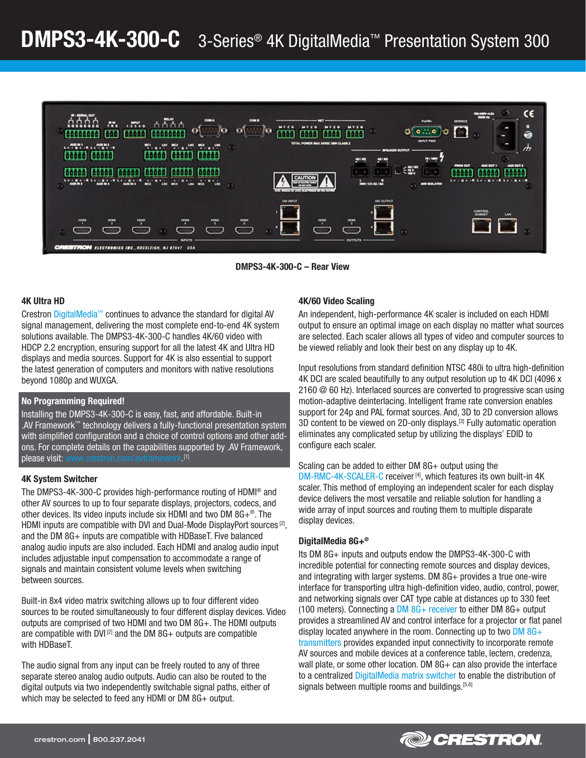# DMPS3-4K-300-C 3-Series® 4K DigitalMedia™ Presentation System 300

DMPS3-4K-300-C – Rear View

### 4K Ultra HD

Crestron DigitalMedia™ continues to advance the standard for digital AV signal management, delivering the most complete end-to-end 4K system solutions available. The DMPS3-4K-300-C handles 4K/60 video with HDCP 2.2 encryption, ensuring support for all the latest 4K and Ultra HD displays and media sources. Support for 4K is also essential to support the latest generation of computers and monitors with native resolutions beyond 1080p and WUXGA.

### No Programming Required!

Installing the DMPS3-4K-300-C is easy, fast, and affordable. Built-in .AV Framework™ technology delivers a fully-functional presentation system with simplified configuration and a choice of control options and other add-ons. For complete details on the capabilities supported by .AV Framework, please visit: www.crestron.com/avframework.[1]

### 4K System Switcher

The DMPS3-4K-300-C provides high-performance routing of HDMI® and other AV sources to up to four separate displays, projectors, codecs, and other devices. Its video inputs include six HDMI and two DM 8G+®. The HDMI inputs are compatible with DVI and Dual-Mode DisplayPort sources [2], and the DM 8G+ inputs are compatible with HDBaseT. Five balanced analog audio inputs are also included. Each HDMI and analog audio input includes adjustable input compensation to accommodate a range of signals and maintain consistent volume levels when switching between sources.

Built-in 8x4 video matrix switching allows up to four different video sources to be routed simultaneously to four different display devices. Video outputs are comprised of two HDMI and two DM 8G+. The HDMI outputs are compatible with DVI [2] and the DM 8G+ outputs are compatible with HDBaseT.

The audio signal from any input can be freely routed to any of three separate stereo analog audio outputs. Audio can also be routed to the digital outputs via two independently switchable signal paths, either of which may be selected to feed any HDMI or DM 8G+ output.

### 4K/60 Video Scaling

An independent, high-performance 4K scaler is included on each HDMI output to ensure an optimal image on each display no matter what sources are selected. Each scaler allows all types of video and computer sources to be viewed reliably and look their best on any display up to 4K.

Input resolutions from standard definition NTSC 480i to ultra high-definition 4K DCI are scaled beautifully to any output resolution up to 4K DCI (4096 x 2160 @ 60 Hz). Interlaced sources are converted to progressive scan using motion-adaptive deinterlacing. Intelligent frame rate conversion enables support for 24p and PAL format sources. And, 3D to 2D conversion allows 3D content to be viewed on 2D-only displays.[3] Fully automatic operation eliminates any complicated setup by utilizing the displays' EDID to configure each scaler.

Scaling can be added to either DM 8G+ output using the DM-RMC-4K-SCALER-C receiver [4], which features its own built-in 4K scaler. This method of employing an independent scaler for each display device delivers the most versatile and reliable solution for handling a wide array of input sources and routing them to multiple disparate display devices.

### DigitalMedia 8G+®

Its DM 8G+ inputs and outputs endow the DMPS3-4K-300-C with incredible potential for connecting remote sources and display devices, and integrating with larger systems. DM 8G+ provides a true one-wire interface for transporting ultra high-definition video, audio, control, power, and networking signals over CAT type cable at distances up to 330 feet (100 meters). Connecting a DM 8G+ receiver to either DM 8G+ output provides a streamlined AV and control interface for a projector or flat panel display located anywhere in the room. Connecting up to two DM 8G+ transmitters provides expanded input connectivity to incorporate remote AV sources and mobile devices at a conference table, lectern, credenza, wall plate, or some other location. DM 8G+ can also provide the interface to a centralized DigitalMedia matrix switcher to enable the distribution of signals between multiple rooms and buildings.[5,6]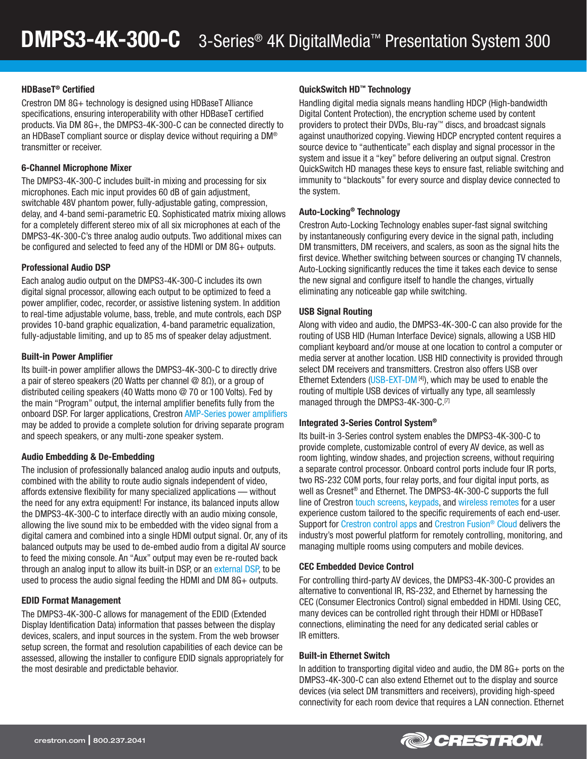## HDBaseT® Certified

Crestron DM 8G+ technology is designed using HDBaseT Alliance specifications, ensuring interoperability with other HDBaseT certified products. Via DM 8G+, the DMPS3-4K-300-C can be connected directly to an HDBaseT compliant source or display device without requiring a DM® transmitter or receiver.

## 6-Channel Microphone Mixer

The DMPS3-4K-300-C includes built-in mixing and processing for six microphones. Each mic input provides 60 dB of gain adjustment, switchable 48V phantom power, fully-adjustable gating, compression, delay, and 4-band semi-parametric EQ. Sophisticated matrix mixing allows for a completely different stereo mix of all six microphones at each of the DMPS3-4K-300-C's three analog audio outputs. Two additional mixes can be configured and selected to feed any of the HDMI or DM 8G+ outputs.

## Professional Audio DSP

Each analog audio output on the DMPS3-4K-300-C includes its own digital signal processor, allowing each output to be optimized to feed a power amplifier, codec, recorder, or assistive listening system. In addition to real-time adjustable volume, bass, treble, and mute controls, each DSP provides 10-band graphic equalization, 4-band parametric equalization, fully-adjustable limiting, and up to 85 ms of speaker delay adjustment.

## Built-in Power Amplifier

Its built-in power amplifier allows the DMPS3-4K-300-C to directly drive a pair of stereo speakers (20 Watts per channel @ 8Ω), or a group of distributed ceiling speakers (40 Watts mono @ 70 or 100 Volts). Fed by the main "Program" output, the internal amplifier benefits fully from the onboard DSP. For larger applications, Crestron AMP-Series power amplifiers may be added to provide a complete solution for driving separate program and speech speakers, or any multi-zone speaker system.

## Audio Embedding & De-Embedding

The inclusion of professionally balanced analog audio inputs and outputs, combined with the ability to route audio signals independent of video, affords extensive flexibility for many specialized applications — without the need for any extra equipment! For instance, its balanced inputs allow the DMPS3-4K-300-C to interface directly with an audio mixing console, allowing the live sound mix to be embedded with the video signal from a digital camera and combined into a single HDMI output signal. Or, any of its balanced outputs may be used to de-embed audio from a digital AV source to feed the mixing console. An "Aux" output may even be re-routed back through an analog input to allow its built-in DSP, or an external DSP, to be used to process the audio signal feeding the HDMI and DM 8G+ outputs.

## EDID Format Management

The DMPS3-4K-300-C allows for management of the EDID (Extended Display Identification Data) information that passes between the display devices, scalers, and input sources in the system. From the web browser setup screen, the format and resolution capabilities of each device can be assessed, allowing the installer to configure EDID signals appropriately for the most desirable and predictable behavior.

## QuickSwitch HD™ Technology

Handling digital media signals means handling HDCP (High-bandwidth Digital Content Protection), the encryption scheme used by content providers to protect their DVDs, Blu-ray™ discs, and broadcast signals against unauthorized copying. Viewing HDCP encrypted content requires a source device to "authenticate" each display and signal processor in the system and issue it a "key" before delivering an output signal. Crestron QuickSwitch HD manages these keys to ensure fast, reliable switching and immunity to "blackouts" for every source and display device connected to the system.

## Auto-Locking® Technology

Crestron Auto-Locking Technology enables super-fast signal switching by instantaneously configuring every device in the signal path, including DM transmitters, DM receivers, and scalers, as soon as the signal hits the first device. Whether switching between sources or changing TV channels, Auto-Locking significantly reduces the time it takes each device to sense the new signal and configure itself to handle the changes, virtually eliminating any noticeable gap while switching.

## USB Signal Routing

Along with video and audio, the DMPS3-4K-300-C can also provide for the routing of USB HID (Human Interface Device) signals, allowing a USB HID compliant keyboard and/or mouse at one location to control a computer or media server at another location. USB HID connectivity is provided through select DM receivers and transmitters. Crestron also offers USB over Ethernet Extenders (USB-EXT-DM [4]), which may be used to enable the routing of multiple USB devices of virtually any type, all seamlessly managed through the DMPS3-4K-300-C.[7]

## Integrated 3-Series Control System®

Its built-in 3-Series control system enables the DMPS3-4K-300-C to provide complete, customizable control of every AV device, as well as room lighting, window shades, and projection screens, without requiring a separate control processor. Onboard control ports include four IR ports, two RS-232 COM ports, four relay ports, and four digital input ports, as well as Cresnet® and Ethernet. The DMPS3-4K-300-C supports the full line of Crestron touch screens, keypads, and wireless remotes for a user experience custom tailored to the specific requirements of each end-user. Support for Crestron control apps and Crestron Fusion® Cloud delivers the industry's most powerful platform for remotely controlling, monitoring, and managing multiple rooms using computers and mobile devices.

## CEC Embedded Device Control

For controlling third-party AV devices, the DMPS3-4K-300-C provides an alternative to conventional IR, RS-232, and Ethernet by harnessing the CEC (Consumer Electronics Control) signal embedded in HDMI. Using CEC, many devices can be controlled right through their HDMI or HDBaseT connections, eliminating the need for any dedicated serial cables or IR emitters.

## Built-in Ethernet Switch

In addition to transporting digital video and audio, the DM 8G+ ports on the DMPS3-4K-300-C can also extend Ethernet out to the display and source devices (via select DM transmitters and receivers), providing high-speed connectivity for each room device that requires a LAN connection. Ethernet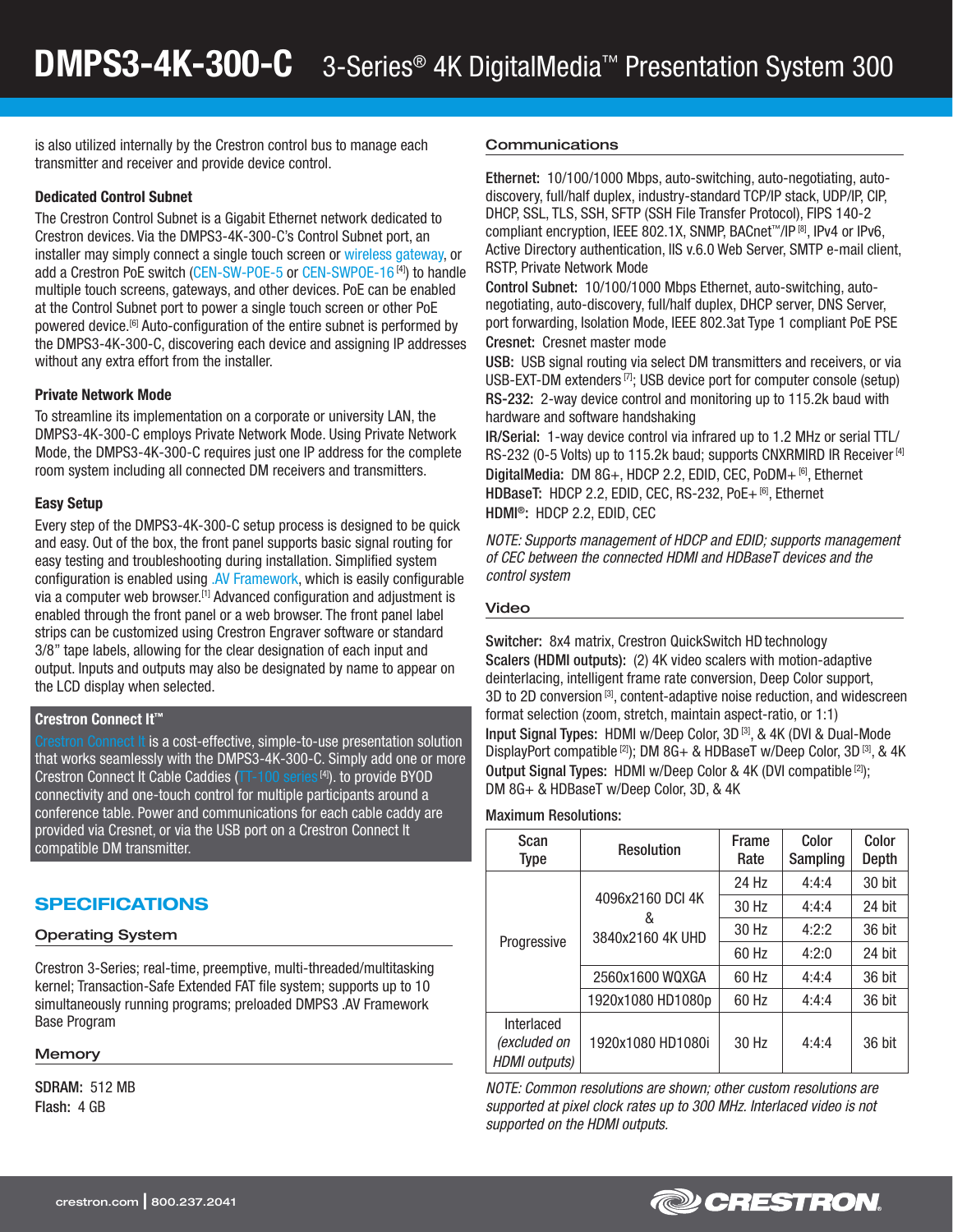is also utilized internally by the Crestron control bus to manage each transmitter and receiver and provide device control.

### Dedicated Control Subnet

The Crestron Control Subnet is a Gigabit Ethernet network dedicated to Crestron devices. Via the DMPS3-4K-300-C's Control Subnet port, an installer may simply connect a single touch screen or wireless gateway, or add a Crestron PoE switch (CEN-SW-POE-5 or CEN-SWPOE-16 [4]) to handle multiple touch screens, gateways, and other devices. PoE can be enabled at the Control Subnet port to power a single touch screen or other PoE powered device.[6] Auto-configuration of the entire subnet is performed by the DMPS3-4K-300-C, discovering each device and assigning IP addresses without any extra effort from the installer.

### Private Network Mode

To streamline its implementation on a corporate or university LAN, the DMPS3-4K-300-C employs Private Network Mode. Using Private Network Mode, the DMPS3-4K-300-C requires just one IP address for the complete room system including all connected DM receivers and transmitters.

### Easy Setup

Every step of the DMPS3-4K-300-C setup process is designed to be quick and easy. Out of the box, the front panel supports basic signal routing for easy testing and troubleshooting during installation. Simplified system configuration is enabled using .AV Framework, which is easily configurable via a computer web browser.[1] Advanced configuration and adjustment is enabled through the front panel or a web browser. The front panel label strips can be customized using Crestron Engraver software or standard 3/8" tape labels, allowing for the clear designation of each input and output. Inputs and outputs may also be designated by name to appear on the LCD display when selected.

### Crestron Connect It™

Crestron Connect It is a cost-effective, simple-to-use presentation solution that works seamlessly with the DMPS3-4K-300-C. Simply add one or more Crestron Connect It Cable Caddies (TT-100 series [4]). to provide BYOD connectivity and one-touch control for multiple participants around a conference table. Power and communications for each cable caddy are provided via Cresnet, or via the USB port on a Crestron Connect It compatible DM transmitter.

## SPECIFICATIONS

### Operating System

Crestron 3-Series; real-time, preemptive, multi-threaded/multitasking kernel; Transaction-Safe Extended FAT file system; supports up to 10 simultaneously running programs; preloaded DMPS3 .AV Framework Base Program

### Memory

**SDRAM:** 512 MB
**Flash:** 4 GB

### Communications

**Ethernet:** 10/100/1000 Mbps, auto-switching, auto-negotiating, auto-discovery, full/half duplex, industry-standard TCP/IP stack, UDP/IP, CIP, DHCP, SSL, TLS, SSH, SFTP (SSH File Transfer Protocol), FIPS 140-2 compliant encryption, IEEE 802.1X, SNMP, BACnet™/IP [8], IPv4 or IPv6, Active Directory authentication, IIS v.6.0 Web Server, SMTP e-mail client, RSTP, Private Network Mode
**Control Subnet:** 10/100/1000 Mbps Ethernet, auto-switching, auto-negotiating, auto-discovery, full/half duplex, DHCP server, DNS Server, port forwarding, Isolation Mode, IEEE 802.3at Type 1 compliant PoE PSE
**Cresnet:** Cresnet master mode
**USB:** USB signal routing via select DM transmitters and receivers, or via USB-EXT-DM extenders [7]; USB device port for computer console (setup)
**RS-232:** 2-way device control and monitoring up to 115.2k baud with hardware and software handshaking
**IR/Serial:** 1-way device control via infrared up to 1.2 MHz or serial TTL/RS-232 (0-5 Volts) up to 115.2k baud; supports CNXRMIRD IR Receiver [4]
**DigitalMedia:** DM 8G+, HDCP 2.2, EDID, CEC, PoDM+ [6], Ethernet
**HDBaseT:** HDCP 2.2, EDID, CEC, RS-232, PoE+ [6], Ethernet
**HDMI®:** HDCP 2.2, EDID, CEC

*NOTE: Supports management of HDCP and EDID; supports management of CEC between the connected HDMI and HDBaseT devices and the control system*

### Video

**Switcher:** 8x4 matrix, Crestron QuickSwitch HD technology
**Scalers (HDMI outputs):** (2) 4K video scalers with motion-adaptive deinterlacing, intelligent frame rate conversion, Deep Color support, 3D to 2D conversion [3], content-adaptive noise reduction, and widescreen format selection (zoom, stretch, maintain aspect-ratio, or 1:1)
**Input Signal Types:** HDMI w/Deep Color, 3D [3], & 4K (DVI & Dual-Mode DisplayPort compatible [2]); DM 8G+ & HDBaseT w/Deep Color, 3D [3], & 4K
**Output Signal Types:** HDMI w/Deep Color & 4K (DVI compatible [2]); DM 8G+ & HDBaseT w/Deep Color, 3D, & 4K

**Maximum Resolutions:**

| Scan Type | Resolution | Frame Rate | Color Sampling | Color Depth |
|---|---|---|---|---|
| Progressive | 4096x2160 DCI 4K & 3840x2160 4K UHD | 24 Hz | 4:4:4 | 30 bit |
| | | 30 Hz | 4:4:4 | 24 bit |
| | | 30 Hz | 4:2:2 | 36 bit |
| | | 60 Hz | 4:2:0 | 24 bit |
| | 2560x1600 WQXGA | 60 Hz | 4:4:4 | 36 bit |
| | 1920x1080 HD1080p | 60 Hz | 4:4:4 | 36 bit |
| Interlaced *(excluded on HDMI outputs)* | 1920x1080 HD1080i | 30 Hz | 4:4:4 | 36 bit |

*NOTE: Common resolutions are shown; other custom resolutions are supported at pixel clock rates up to 300 MHz. Interlaced video is not supported on the HDMI outputs.*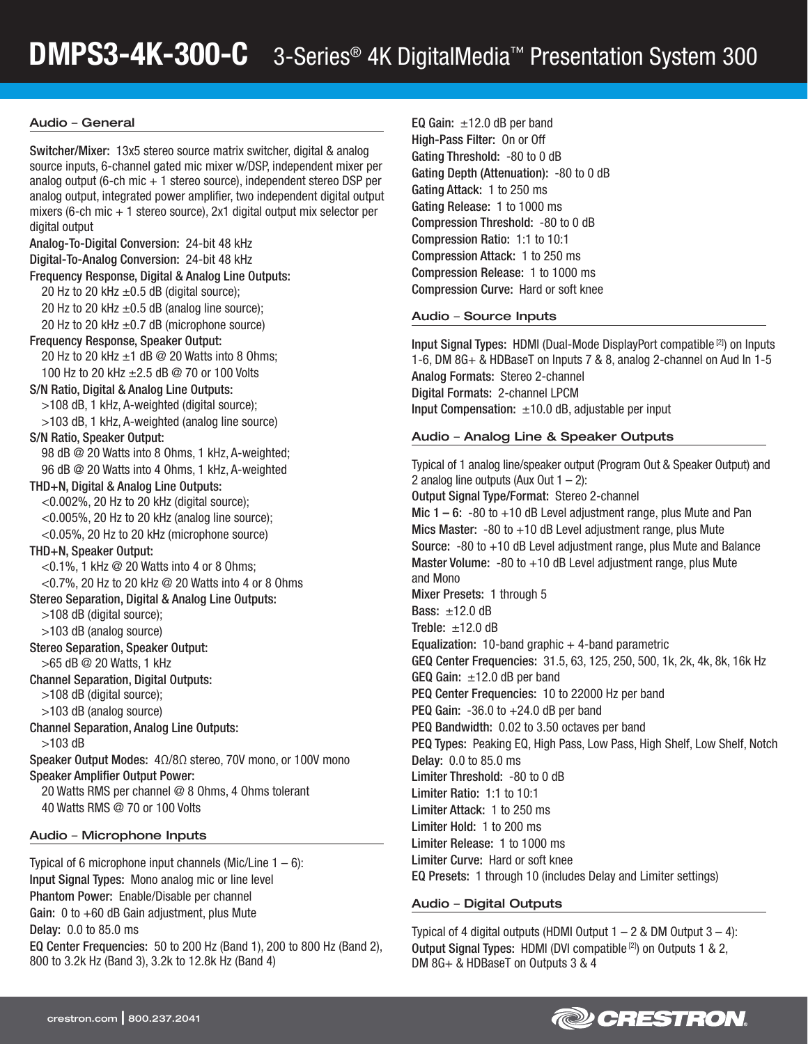# DMPS3-4K-300-C 3-Series® 4K DigitalMedia™ Presentation System 300

## Audio – General

**Switcher/Mixer:** 13x5 stereo source matrix switcher, digital & analog source inputs, 6-channel gated mic mixer w/DSP, independent mixer per analog output (6-ch mic + 1 stereo source), independent stereo DSP per analog output, integrated power amplifier, two independent digital output mixers (6-ch mic + 1 stereo source), 2x1 digital output mix selector per digital output

**Analog-To-Digital Conversion:** 24-bit 48 kHz

**Digital-To-Analog Conversion:** 24-bit 48 kHz

**Frequency Response, Digital & Analog Line Outputs:**
20 Hz to 20 kHz ±0.5 dB (digital source);
20 Hz to 20 kHz ±0.5 dB (analog line source);
20 Hz to 20 kHz ±0.7 dB (microphone source)

**Frequency Response, Speaker Output:**
20 Hz to 20 kHz ±1 dB @ 20 Watts into 8 Ohms;
100 Hz to 20 kHz ±2.5 dB @ 70 or 100 Volts

**S/N Ratio, Digital & Analog Line Outputs:**
>108 dB, 1 kHz, A-weighted (digital source);
>103 dB, 1 kHz, A-weighted (analog line source)

**S/N Ratio, Speaker Output:**
98 dB @ 20 Watts into 8 Ohms, 1 kHz, A-weighted;
96 dB @ 20 Watts into 4 Ohms, 1 kHz, A-weighted

**THD+N, Digital & Analog Line Outputs:**
<0.002%, 20 Hz to 20 kHz (digital source);
<0.005%, 20 Hz to 20 kHz (analog line source);
<0.05%, 20 Hz to 20 kHz (microphone source)

**THD+N, Speaker Output:**
<0.1%, 1 kHz @ 20 Watts into 4 or 8 Ohms;
<0.7%, 20 Hz to 20 kHz @ 20 Watts into 4 or 8 Ohms

**Stereo Separation, Digital & Analog Line Outputs:**
>108 dB (digital source);
>103 dB (analog source)

**Stereo Separation, Speaker Output:**
>65 dB @ 20 Watts, 1 kHz

**Channel Separation, Digital Outputs:**
>108 dB (digital source);
>103 dB (analog source)

**Channel Separation, Analog Line Outputs:**
>103 dB

**Speaker Output Modes:** 4Ω/8Ω stereo, 70V mono, or 100V mono

**Speaker Amplifier Output Power:**
20 Watts RMS per channel @ 8 Ohms, 4 Ohms tolerant
40 Watts RMS @ 70 or 100 Volts

## Audio – Microphone Inputs

Typical of 6 microphone input channels (Mic/Line 1 – 6):

**Input Signal Types:** Mono analog mic or line level

**Phantom Power:** Enable/Disable per channel

**Gain:** 0 to +60 dB Gain adjustment, plus Mute

**Delay:** 0.0 to 85.0 ms

**EQ Center Frequencies:** 50 to 200 Hz (Band 1), 200 to 800 Hz (Band 2), 800 to 3.2k Hz (Band 3), 3.2k to 12.8k Hz (Band 4)

**EQ Gain:** ±12.0 dB per band

**High-Pass Filter:** On or Off

**Gating Threshold:** -80 to 0 dB

**Gating Depth (Attenuation):** -80 to 0 dB

**Gating Attack:** 1 to 250 ms

**Gating Release:** 1 to 1000 ms

**Compression Threshold:** -80 to 0 dB

**Compression Ratio:** 1:1 to 10:1

**Compression Attack:** 1 to 250 ms

**Compression Release:** 1 to 1000 ms

**Compression Curve:** Hard or soft knee

## Audio – Source Inputs

**Input Signal Types:** HDMI (Dual-Mode DisplayPort compatible [2]) on Inputs 1-6, DM 8G+ & HDBaseT on Inputs 7 & 8, analog 2-channel on Aud In 1-5

**Analog Formats:** Stereo 2-channel

**Digital Formats:** 2-channel LPCM

**Input Compensation:** ±10.0 dB, adjustable per input

## Audio – Analog Line & Speaker Outputs

Typical of 1 analog line/speaker output (Program Out & Speaker Output) and 2 analog line outputs (Aux Out 1 – 2):

**Output Signal Type/Format:** Stereo 2-channel

**Mic 1 – 6:** -80 to +10 dB Level adjustment range, plus Mute and Pan

**Mics Master:** -80 to +10 dB Level adjustment range, plus Mute

**Source:** -80 to +10 dB Level adjustment range, plus Mute and Balance

**Master Volume:** -80 to +10 dB Level adjustment range, plus Mute and Mono

**Mixer Presets:** 1 through 5

**Bass:** ±12.0 dB

**Treble:** ±12.0 dB

**Equalization:** 10-band graphic + 4-band parametric

**GEQ Center Frequencies:** 31.5, 63, 125, 250, 500, 1k, 2k, 4k, 8k, 16k Hz

**GEQ Gain:** ±12.0 dB per band

**PEQ Center Frequencies:** 10 to 22000 Hz per band

**PEQ Gain:** -36.0 to +24.0 dB per band

**PEQ Bandwidth:** 0.02 to 3.50 octaves per band

**PEQ Types:** Peaking EQ, High Pass, Low Pass, High Shelf, Low Shelf, Notch

**Delay:** 0.0 to 85.0 ms

**Limiter Threshold:** -80 to 0 dB

**Limiter Ratio:** 1:1 to 10:1

**Limiter Attack:** 1 to 250 ms

**Limiter Hold:** 1 to 200 ms

**Limiter Release:** 1 to 1000 ms

**Limiter Curve:** Hard or soft knee

**EQ Presets:** 1 through 10 (includes Delay and Limiter settings)

## Audio – Digital Outputs

Typical of 4 digital outputs (HDMI Output 1 – 2 & DM Output 3 – 4):

**Output Signal Types:** HDMI (DVI compatible [2]) on Outputs 1 & 2, DM 8G+ & HDBaseT on Outputs 3 & 4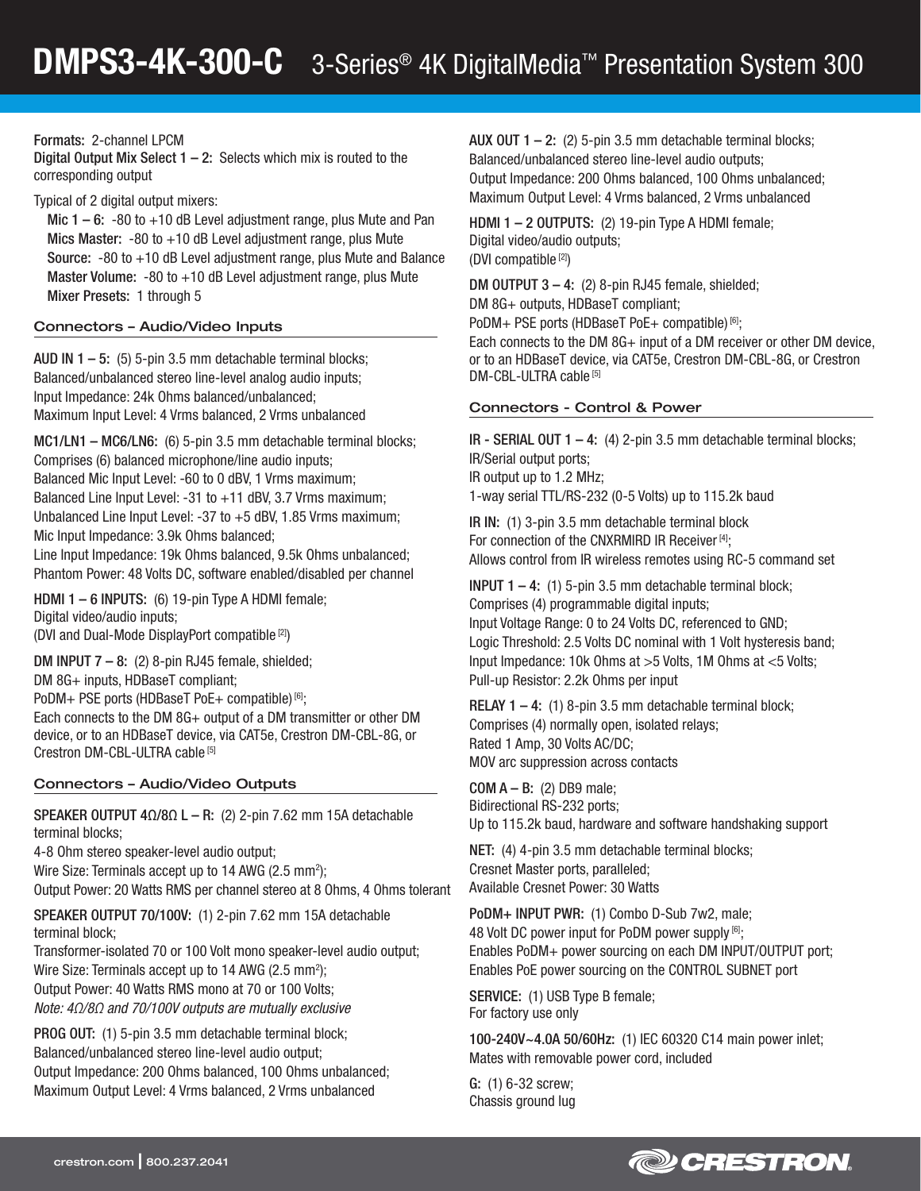# DMPS3-4K-300-C 3-Series® 4K DigitalMedia™ Presentation System 300

**Formats:** 2-channel LPCM

**Digital Output Mix Select 1 – 2:** Selects which mix is routed to the corresponding output

Typical of 2 digital output mixers:

- **Mic 1 – 6:** -80 to +10 dB Level adjustment range, plus Mute and Pan
- **Mics Master:** -80 to +10 dB Level adjustment range, plus Mute
- **Source:** -80 to +10 dB Level adjustment range, plus Mute and Balance
- **Master Volume:** -80 to +10 dB Level adjustment range, plus Mute
- **Mixer Presets:** 1 through 5

## Connectors – Audio/Video Inputs

**AUD IN 1 – 5:** (5) 5-pin 3.5 mm detachable terminal blocks;
Balanced/unbalanced stereo line-level analog audio inputs;
Input Impedance: 24k Ohms balanced/unbalanced;
Maximum Input Level: 4 Vrms balanced, 2 Vrms unbalanced

**MC1/LN1 – MC6/LN6:** (6) 5-pin 3.5 mm detachable terminal blocks;
Comprises (6) balanced microphone/line audio inputs;
Balanced Mic Input Level: -60 to 0 dBV, 1 Vrms maximum;
Balanced Line Input Level: -31 to +11 dBV, 3.7 Vrms maximum;
Unbalanced Line Input Level: -37 to +5 dBV, 1.85 Vrms maximum;
Mic Input Impedance: 3.9k Ohms balanced;
Line Input Impedance: 19k Ohms balanced, 9.5k Ohms unbalanced;
Phantom Power: 48 Volts DC, software enabled/disabled per channel

**HDMI 1 – 6 INPUTS:** (6) 19-pin Type A HDMI female;
Digital video/audio inputs;
(DVI and Dual-Mode DisplayPort compatible [2])

**DM INPUT 7 – 8:** (2) 8-pin RJ45 female, shielded;
DM 8G+ inputs, HDBaseT compliant;
PoDM+ PSE ports (HDBaseT PoE+ compatible) [6];
Each connects to the DM 8G+ output of a DM transmitter or other DM device, or to an HDBaseT device, via CAT5e, Crestron DM-CBL-8G, or Crestron DM-CBL-ULTRA cable [5]

## Connectors – Audio/Video Outputs

**SPEAKER OUTPUT 4Ω/8Ω L – R:** (2) 2-pin 7.62 mm 15A detachable terminal blocks;
4-8 Ohm stereo speaker-level audio output;
Wire Size: Terminals accept up to 14 AWG (2.5 mm$^2$);
Output Power: 20 Watts RMS per channel stereo at 8 Ohms, 4 Ohms tolerant

**SPEAKER OUTPUT 70/100V:** (1) 2-pin 7.62 mm 15A detachable terminal block;
Transformer-isolated 70 or 100 Volt mono speaker-level audio output;
Wire Size: Terminals accept up to 14 AWG (2.5 mm$^2$);
Output Power: 40 Watts RMS mono at 70 or 100 Volts;
*Note: 4Ω/8Ω and 70/100V outputs are mutually exclusive*

**PROG OUT:** (1) 5-pin 3.5 mm detachable terminal block;
Balanced/unbalanced stereo line-level audio output;
Output Impedance: 200 Ohms balanced, 100 Ohms unbalanced;
Maximum Output Level: 4 Vrms balanced, 2 Vrms unbalanced

**AUX OUT 1 – 2:** (2) 5-pin 3.5 mm detachable terminal blocks;
Balanced/unbalanced stereo line-level audio outputs;
Output Impedance: 200 Ohms balanced, 100 Ohms unbalanced;
Maximum Output Level: 4 Vrms balanced, 2 Vrms unbalanced

**HDMI 1 – 2 OUTPUTS:** (2) 19-pin Type A HDMI female;
Digital video/audio outputs;
(DVI compatible [2])

**DM OUTPUT 3 – 4:** (2) 8-pin RJ45 female, shielded;
DM 8G+ outputs, HDBaseT compliant;
PoDM+ PSE ports (HDBaseT PoE+ compatible) [6];
Each connects to the DM 8G+ input of a DM receiver or other DM device, or to an HDBaseT device, via CAT5e, Crestron DM-CBL-8G, or Crestron DM-CBL-ULTRA cable [5]

## Connectors - Control & Power

**IR - SERIAL OUT 1 – 4:** (4) 2-pin 3.5 mm detachable terminal blocks;
IR/Serial output ports;
IR output up to 1.2 MHz;
1-way serial TTL/RS-232 (0-5 Volts) up to 115.2k baud

**IR IN:** (1) 3-pin 3.5 mm detachable terminal block
For connection of the CNXRMIRD IR Receiver [4];
Allows control from IR wireless remotes using RC-5 command set

**INPUT 1 – 4:** (1) 5-pin 3.5 mm detachable terminal block;
Comprises (4) programmable digital inputs;
Input Voltage Range: 0 to 24 Volts DC, referenced to GND;
Logic Threshold: 2.5 Volts DC nominal with 1 Volt hysteresis band;
Input Impedance: 10k Ohms at >5 Volts, 1M Ohms at <5 Volts;
Pull-up Resistor: 2.2k Ohms per input

**RELAY 1 – 4:** (1) 8-pin 3.5 mm detachable terminal block;
Comprises (4) normally open, isolated relays;
Rated 1 Amp, 30 Volts AC/DC;
MOV arc suppression across contacts

**COM A – B:** (2) DB9 male;
Bidirectional RS-232 ports;
Up to 115.2k baud, hardware and software handshaking support

**NET:** (4) 4-pin 3.5 mm detachable terminal blocks;
Cresnet Master ports, paralleled;
Available Cresnet Power: 30 Watts

**PoDM+ INPUT PWR:** (1) Combo D-Sub 7w2, male;
48 Volt DC power input for PoDM power supply [6];
Enables PoDM+ power sourcing on each DM INPUT/OUTPUT port;
Enables PoE power sourcing on the CONTROL SUBNET port

**SERVICE:** (1) USB Type B female;
For factory use only

**100-240V~4.0A 50/60Hz:** (1) IEC 60320 C14 main power inlet;
Mates with removable power cord, included

**G:** (1) 6-32 screw;
Chassis ground lug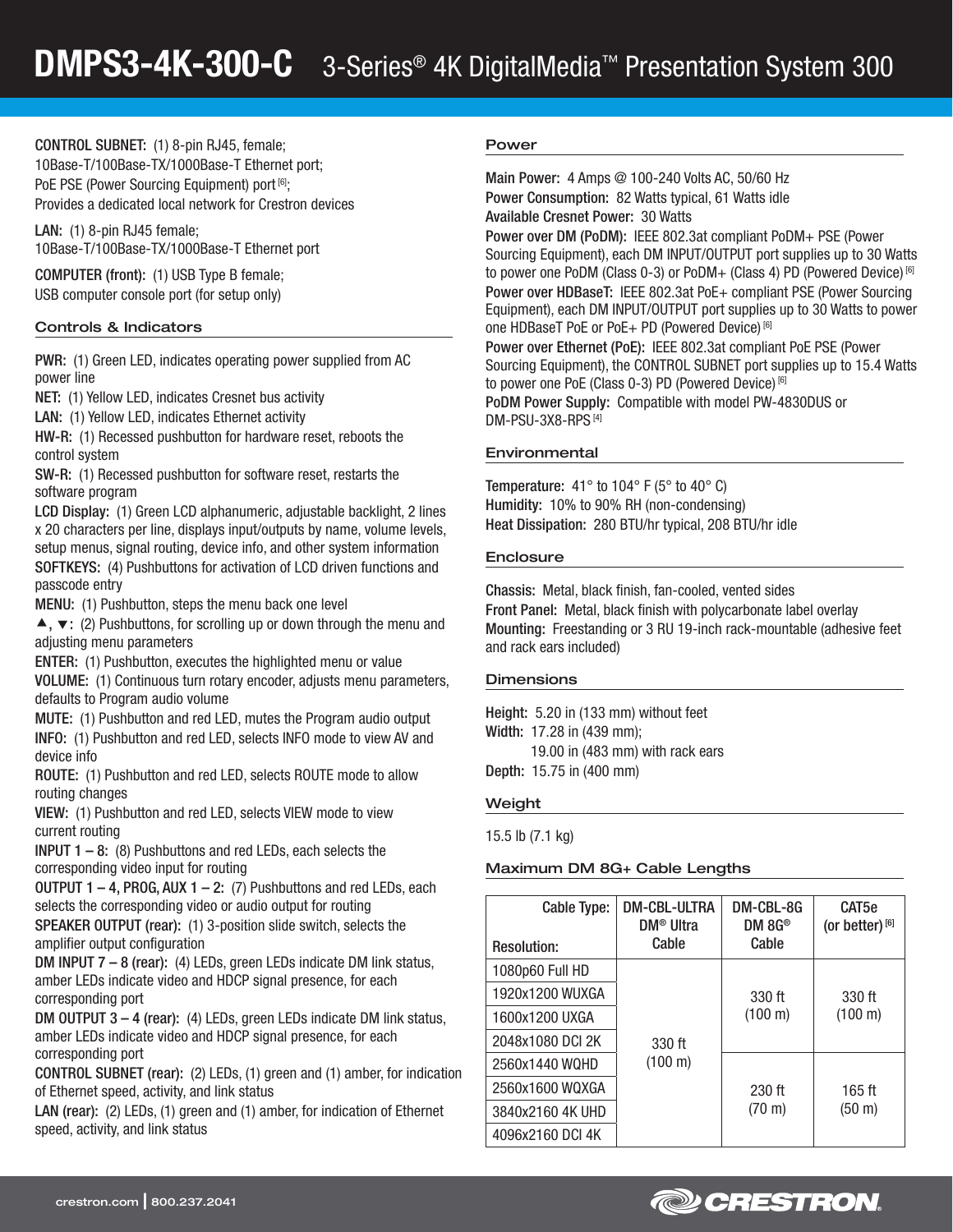# DMPS3-4K-300-C 3-Series® 4K DigitalMedia™ Presentation System 300

**CONTROL SUBNET:** (1) 8-pin RJ45, female; 10Base-T/100Base-TX/1000Base-T Ethernet port; PoE PSE (Power Sourcing Equipment) port [6]; Provides a dedicated local network for Crestron devices

**LAN:** (1) 8-pin RJ45 female; 10Base-T/100Base-TX/1000Base-T Ethernet port

**COMPUTER (front):** (1) USB Type B female; USB computer console port (for setup only)

### Controls & Indicators

**PWR:** (1) Green LED, indicates operating power supplied from AC power line

**NET:** (1) Yellow LED, indicates Cresnet bus activity

**LAN:** (1) Yellow LED, indicates Ethernet activity

**HW-R:** (1) Recessed pushbutton for hardware reset, reboots the control system

**SW-R:** (1) Recessed pushbutton for software reset, restarts the software program

**LCD Display:** (1) Green LCD alphanumeric, adjustable backlight, 2 lines x 20 characters per line, displays input/outputs by name, volume levels, setup menus, signal routing, device info, and other system information

**SOFTKEYS:** (4) Pushbuttons for activation of LCD driven functions and passcode entry

**MENU:** (1) Pushbutton, steps the menu back one level

**▲, ▼:** (2) Pushbuttons, for scrolling up or down through the menu and adjusting menu parameters

**ENTER:** (1) Pushbutton, executes the highlighted menu or value

**VOLUME:** (1) Continuous turn rotary encoder, adjusts menu parameters, defaults to Program audio volume

**MUTE:** (1) Pushbutton and red LED, mutes the Program audio output

**INFO:** (1) Pushbutton and red LED, selects INFO mode to view AV and device info

**ROUTE:** (1) Pushbutton and red LED, selects ROUTE mode to allow routing changes

**VIEW:** (1) Pushbutton and red LED, selects VIEW mode to view current routing

**INPUT 1 – 8:** (8) Pushbuttons and red LEDs, each selects the corresponding video input for routing

**OUTPUT 1 – 4, PROG, AUX 1 – 2:** (7) Pushbuttons and red LEDs, each selects the corresponding video or audio output for routing

**SPEAKER OUTPUT (rear):** (1) 3-position slide switch, selects the amplifier output configuration

**DM INPUT 7 – 8 (rear):** (4) LEDs, green LEDs indicate DM link status, amber LEDs indicate video and HDCP signal presence, for each corresponding port

**DM OUTPUT 3 – 4 (rear):** (4) LEDs, green LEDs indicate DM link status, amber LEDs indicate video and HDCP signal presence, for each corresponding port

**CONTROL SUBNET (rear):** (2) LEDs, (1) green and (1) amber, for indication of Ethernet speed, activity, and link status

**LAN (rear):** (2) LEDs, (1) green and (1) amber, for indication of Ethernet speed, activity, and link status

### Power

**Main Power:** 4 Amps @ 100-240 Volts AC, 50/60 Hz

**Power Consumption:** 82 Watts typical, 61 Watts idle

**Available Cresnet Power:** 30 Watts

**Power over DM (PoDM):** IEEE 802.3at compliant PoDM+ PSE (Power Sourcing Equipment), each DM INPUT/OUTPUT port supplies up to 30 Watts to power one PoDM (Class 0-3) or PoDM+ (Class 4) PD (Powered Device) [6]

**Power over HDBaseT:** IEEE 802.3at PoE+ compliant PSE (Power Sourcing Equipment), each DM INPUT/OUTPUT port supplies up to 30 Watts to power one HDBaseT PoE or PoE+ PD (Powered Device) [6]

**Power over Ethernet (PoE):** IEEE 802.3at compliant PoE PSE (Power Sourcing Equipment), the CONTROL SUBNET port supplies up to 15.4 Watts to power one PoE (Class 0-3) PD (Powered Device) [6]

**PoDM Power Supply:** Compatible with model PW-4830DUS or DM-PSU-3X8-RPS [4]

### Environmental

**Temperature:** 41° to 104° F (5° to 40° C)

**Humidity:** 10% to 90% RH (non-condensing)

**Heat Dissipation:** 280 BTU/hr typical, 208 BTU/hr idle

### Enclosure

**Chassis:** Metal, black finish, fan-cooled, vented sides

**Front Panel:** Metal, black finish with polycarbonate label overlay

**Mounting:** Freestanding or 3 RU 19-inch rack-mountable (adhesive feet and rack ears included)

### Dimensions

**Height:** 5.20 in (133 mm) without feet

**Width:** 17.28 in (439 mm);
19.00 in (483 mm) with rack ears

**Depth:** 15.75 in (400 mm)

### Weight

15.5 lb (7.1 kg)

### Maximum DM 8G+ Cable Lengths

| Cable Type: / Resolution: | DM-CBL-ULTRA DM® Ultra Cable | DM-CBL-8G DM 8G® Cable | CAT5e (or better) [6] |
|---|---|---|---|
| 1080p60 Full HD | 330 ft (100 m) | 330 ft (100 m) | 330 ft (100 m) |
| 1920x1200 WUXGA | | | |
| 1600x1200 UXGA | | | |
| 2048x1080 DCI 2K | | | |
| 2560x1440 WQHD | | 230 ft (70 m) | 165 ft (50 m) |
| 2560x1600 WQXGA | | | |
| 3840x2160 4K UHD | | | |
| 4096x2160 DCI 4K | | | |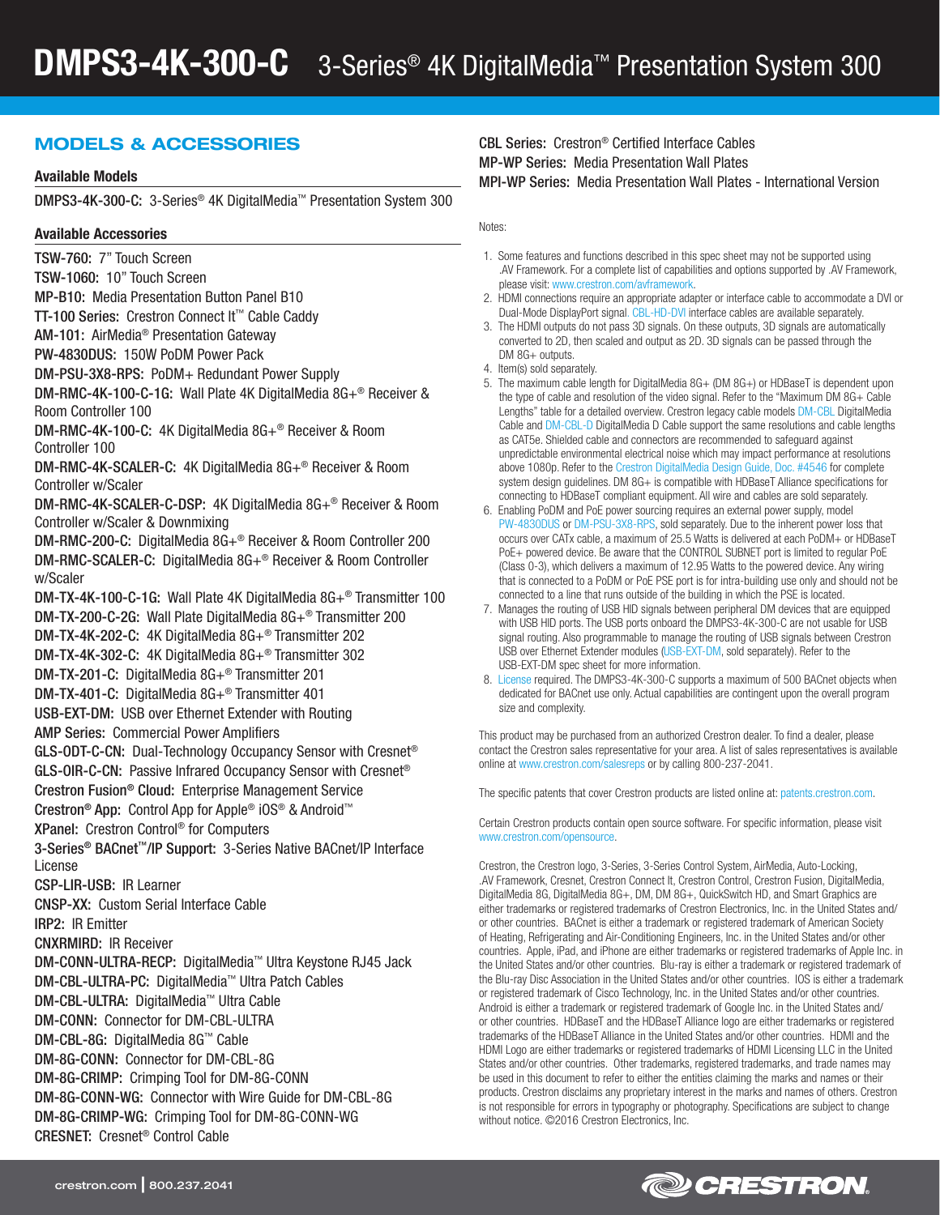## MODELS & ACCESSORIES

### Available Models

**DMPS3-4K-300-C:** 3-Series® 4K DigitalMedia™ Presentation System 300

### Available Accessories

**TSW-760:** 7" Touch Screen
**TSW-1060:** 10" Touch Screen
**MP-B10:** Media Presentation Button Panel B10
**TT-100 Series:** Crestron Connect It™ Cable Caddy
**AM-101:** AirMedia® Presentation Gateway
**PW-4830DUS:** 150W PoDM Power Pack
**DM-PSU-3X8-RPS:** PoDM+ Redundant Power Supply
**DM-RMC-4K-100-C-1G:** Wall Plate 4K DigitalMedia 8G+® Receiver & Room Controller 100
**DM-RMC-4K-100-C:** 4K DigitalMedia 8G+® Receiver & Room Controller 100
**DM-RMC-4K-SCALER-C:** 4K DigitalMedia 8G+® Receiver & Room Controller w/Scaler
**DM-RMC-4K-SCALER-C-DSP:** 4K DigitalMedia 8G+® Receiver & Room Controller w/Scaler & Downmixing
**DM-RMC-200-C:** DigitalMedia 8G+® Receiver & Room Controller 200
**DM-RMC-SCALER-C:** DigitalMedia 8G+® Receiver & Room Controller w/Scaler
**DM-TX-4K-100-C-1G:** Wall Plate 4K DigitalMedia 8G+® Transmitter 100
**DM-TX-200-C-2G:** Wall Plate DigitalMedia 8G+® Transmitter 200
**DM-TX-4K-202-C:** 4K DigitalMedia 8G+® Transmitter 202
**DM-TX-4K-302-C:** 4K DigitalMedia 8G+® Transmitter 302
**DM-TX-201-C:** DigitalMedia 8G+® Transmitter 201
**DM-TX-401-C:** DigitalMedia 8G+® Transmitter 401
**USB-EXT-DM:** USB over Ethernet Extender with Routing
**AMP Series:** Commercial Power Amplifiers
**GLS-ODT-C-CN:** Dual-Technology Occupancy Sensor with Cresnet®
**GLS-OIR-C-CN:** Passive Infrared Occupancy Sensor with Cresnet®
**Crestron Fusion® Cloud:** Enterprise Management Service
**Crestron® App:** Control App for Apple® iOS® & Android™
**XPanel:** Crestron Control® for Computers
**3-Series® BACnet™/IP Support:** 3-Series Native BACnet/IP Interface License
**CSP-LIR-USB:** IR Learner
**CNSP-XX:** Custom Serial Interface Cable
**IRP2:** IR Emitter
**CNXRMIRD:** IR Receiver
**DM-CONN-ULTRA-RECP:** DigitalMedia™ Ultra Keystone RJ45 Jack
**DM-CBL-ULTRA-PC:** DigitalMedia™ Ultra Patch Cables
**DM-CBL-ULTRA:** DigitalMedia™ Ultra Cable
**DM-CONN:** Connector for DM-CBL-ULTRA
**DM-CBL-8G:** DigitalMedia 8G™ Cable
**DM-8G-CONN:** Connector for DM-CBL-8G
**DM-8G-CRIMP:** Crimping Tool for DM-8G-CONN
**DM-8G-CONN-WG:** Connector with Wire Guide for DM-CBL-8G
**DM-8G-CRIMP-WG:** Crimping Tool for DM-8G-CONN-WG
**CRESNET:** Cresnet® Control Cable
**CBL Series:** Crestron® Certified Interface Cables
**MP-WP Series:** Media Presentation Wall Plates
**MPI-WP Series:** Media Presentation Wall Plates - International Version

Notes:

1. Some features and functions described in this spec sheet may not be supported using .AV Framework. For a complete list of capabilities and options supported by .AV Framework, please visit: www.crestron.com/avframework.
2. HDMI connections require an appropriate adapter or interface cable to accommodate a DVI or Dual-Mode DisplayPort signal. CBL-HD-DVI interface cables are available separately.
3. The HDMI outputs do not pass 3D signals. On these outputs, 3D signals are automatically converted to 2D, then scaled and output as 2D. 3D signals can be passed through the DM 8G+ outputs.
4. Item(s) sold separately.
5. The maximum cable length for DigitalMedia 8G+ (DM 8G+) or HDBaseT is dependent upon the type of cable and resolution of the video signal. Refer to the "Maximum DM 8G+ Cable Lengths" table for a detailed overview. Crestron legacy cable models DM-CBL DigitalMedia Cable and DM-CBL-D DigitalMedia D Cable support the same resolutions and cable lengths as CAT5e. Shielded cable and connectors are recommended to safeguard against unpredictable environmental electrical noise which may impact performance at resolutions above 1080p. Refer to the Crestron DigitalMedia Design Guide, Doc. #4546 for complete system design guidelines. DM 8G+ is compatible with HDBaseT Alliance specifications for connecting to HDBaseT compliant equipment. All wire and cables are sold separately.
6. Enabling PoDM and PoE power sourcing requires an external power supply, model PW-4830DUS or DM-PSU-3X8-RPS, sold separately. Due to the inherent power loss that occurs over CATx cable, a maximum of 25.5 Watts is delivered at each PoDM+ or HDBaseT PoE+ powered device. Be aware that the CONTROL SUBNET port is limited to regular PoE (Class 0-3), which delivers a maximum of 12.95 Watts to the powered device. Any wiring that is connected to a PoDM or PoE PSE port is for intra-building use only and should not be connected to a line that runs outside of the building in which the PSE is located.
7. Manages the routing of USB HID signals between peripheral DM devices that are equipped with USB HID ports. The USB ports onboard the DMPS3-4K-300-C are not usable for USB signal routing. Also programmable to manage the routing of USB signals between Crestron USB over Ethernet Extender modules (USB-EXT-DM, sold separately). Refer to the USB-EXT-DM spec sheet for more information.
8. License required. The DMPS3-4K-300-C supports a maximum of 500 BACnet objects when dedicated for BACnet use only. Actual capabilities are contingent upon the overall program size and complexity.

This product may be purchased from an authorized Crestron dealer. To find a dealer, please contact the Crestron sales representative for your area. A list of sales representatives is available online at www.crestron.com/salesreps or by calling 800-237-2041.

The specific patents that cover Crestron products are listed online at: patents.crestron.com.

Certain Crestron products contain open source software. For specific information, please visit www.crestron.com/opensource.

Crestron, the Crestron logo, 3-Series, 3-Series Control System, AirMedia, Auto-Locking, .AV Framework, Cresnet, Crestron Connect It, Crestron Control, Crestron Fusion, DigitalMedia, DigitalMedia 8G, DigitalMedia 8G+, DM, DM 8G+, QuickSwitch HD, and Smart Graphics are either trademarks or registered trademarks of Crestron Electronics, Inc. in the United States and/or other countries. BACnet is either a trademark or registered trademark of American Society of Heating, Refrigerating and Air-Conditioning Engineers, Inc. in the United States and/or other countries. Apple, iPad, and iPhone are either trademarks or registered trademarks of Apple Inc. in the United States and/or other countries. Blu-ray is either a trademark or registered trademark of the Blu-ray Disc Association in the United States and/or other countries. IOS is either a trademark or registered trademark of Cisco Technology, Inc. in the United States and/or other countries. Android is either a trademark or registered trademark of Google Inc. in the United States and/or other countries. HDBaseT and the HDBaseT Alliance logo are either trademarks or registered trademarks of the HDBaseT Alliance in the United States and/or other countries. HDMI and the HDMI Logo are either trademarks or registered trademarks of HDMI Licensing LLC in the United States and/or other countries. Other trademarks, registered trademarks, and trade names may be used in this document to refer to either the entities claiming the marks and names or their products. Crestron disclaims any proprietary interest in the marks and names of others. Crestron is not responsible for errors in typography or photography. Specifications are subject to change without notice. ©2016 Crestron Electronics, Inc.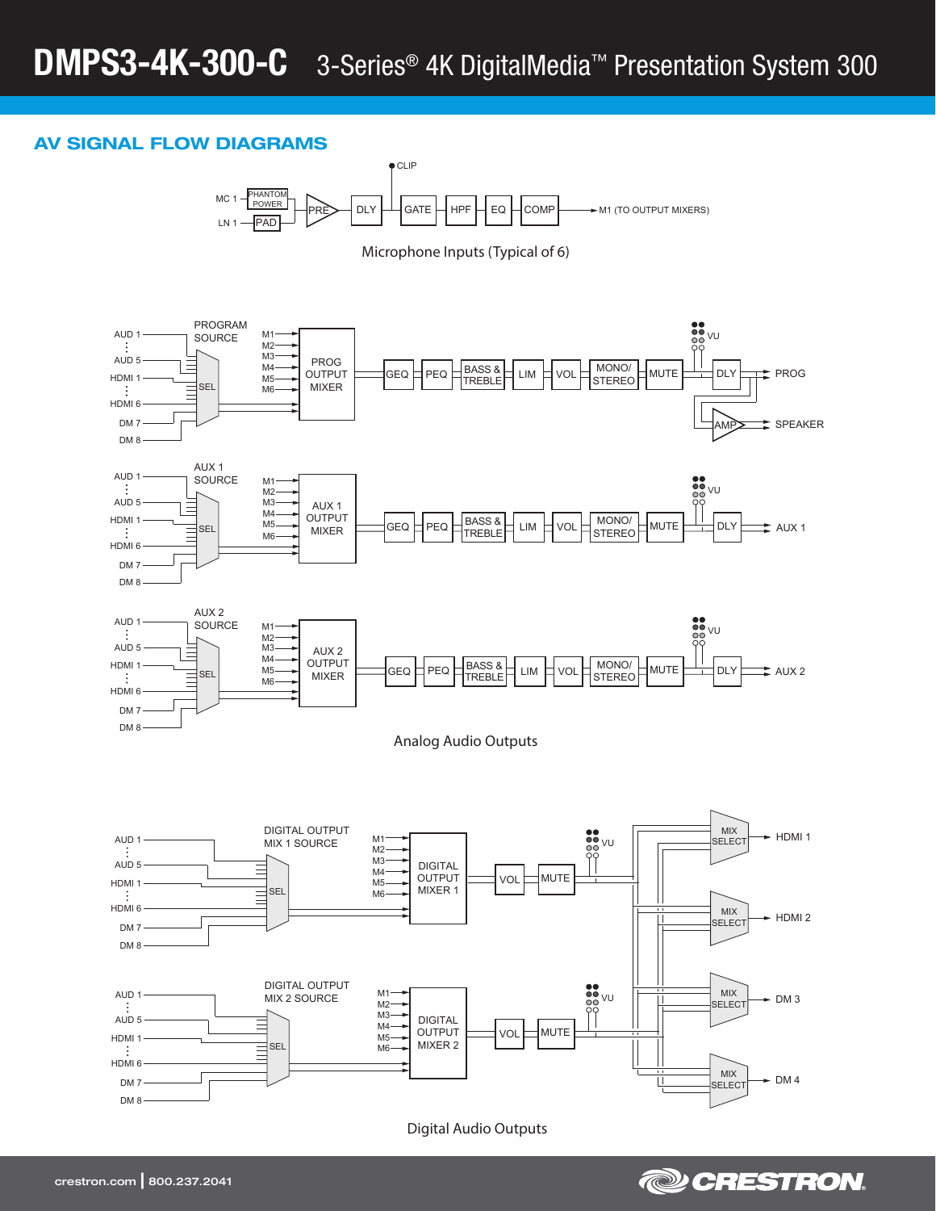# DMPS3-4K-300-C 3-Series® 4K DigitalMedia™ Presentation System 300

## AV SIGNAL FLOW DIAGRAMS

MC 1 — PHANTOM POWER
LN 1 — PAD
PRE → DLY → CLIP → GATE → HPF → EQ → COMP → M1 (TO OUTPUT MIXERS)

Microphone Inputs (Typical of 6)

PROGRAM SOURCE: AUD 1 … AUD 5, HDMI 1 … HDMI 6, DM 7, DM 8 → SEL → M1–M6 → PROG OUTPUT MIXER → GEQ → PEQ → BASS & TREBLE → LIM → VOL → MONO/STEREO → MUTE → VU → DLY → PROG; AMP → SPEAKER

AUX 1 SOURCE: AUD 1 … AUD 5, HDMI 1 … HDMI 6, DM 7, DM 8 → SEL → M1–M6 → AUX 1 OUTPUT MIXER → GEQ → PEQ → BASS & TREBLE → LIM → VOL → MONO/STEREO → MUTE → VU → DLY → AUX 1

AUX 2 SOURCE: AUD 1 … AUD 5, HDMI 1 … HDMI 6, DM 7, DM 8 → SEL → M1–M6 → AUX 2 OUTPUT MIXER → GEQ → PEQ → BASS & TREBLE → LIM → VOL → MONO/STEREO → MUTE → VU → DLY → AUX 2

Analog Audio Outputs

DIGITAL OUTPUT MIX 1 SOURCE: AUD 1 … AUD 5, HDMI 1 … HDMI 6, DM 7, DM 8 → SEL → M1–M6 → DIGITAL OUTPUT MIXER 1 → VOL → MUTE → VU

DIGITAL OUTPUT MIX 2 SOURCE: AUD 1 … AUD 5, HDMI 1 … HDMI 6, DM 7, DM 8 → SEL → M1–M6 → DIGITAL OUTPUT MIXER 2 → VOL → MUTE → VU

MIX SELECT → HDMI 1
MIX SELECT → HDMI 2
MIX SELECT → DM 3
MIX SELECT → DM 4

Digital Audio Outputs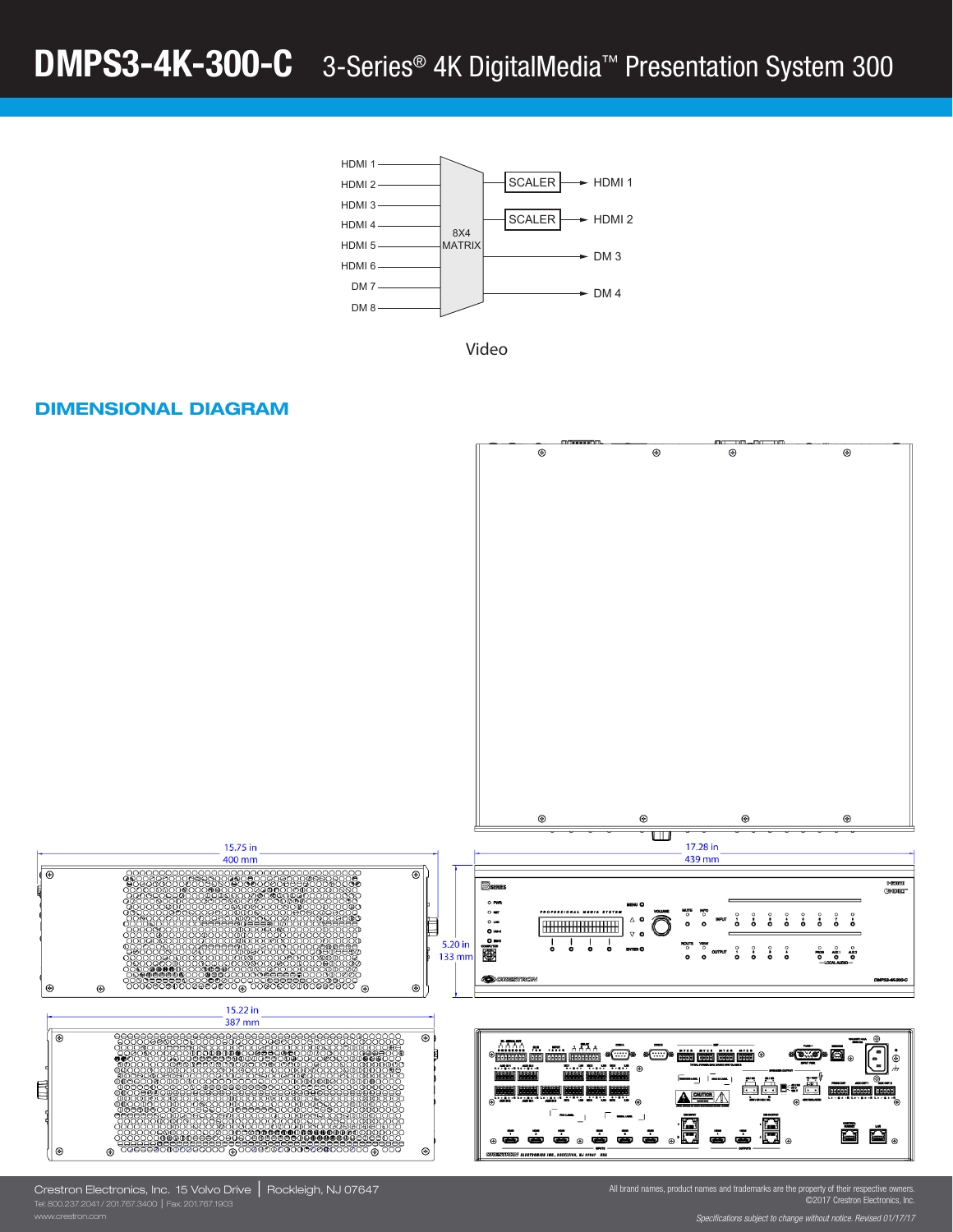# DMPS3-4K-300-C 3-Series® 4K DigitalMedia™ Presentation System 300

HDMI 1
HDMI 2
HDMI 3
HDMI 4
HDMI 5
HDMI 6
DM 7
DM 8
8X4 MATRIX
SCALER
SCALER
HDMI 1
HDMI 2
DM 3
DM 4

Video

## DIMENSIONAL DIAGRAM

15.75 in
400 mm

17.28 in
439 mm

5.20 in
133 mm

15.22 in
387 mm

Crestron Electronics, Inc. 15 Volvo Drive | Rockleigh, NJ 07647
Tel: 800.237.2041 / 201.767.3400 | Fax: 201.767.1903
www.crestron.com

All brand names, product names and trademarks are the property of their respective owners.
©2017 Crestron Electronics, Inc.

*Specifications subject to change without notice. Revised 01/17/17*